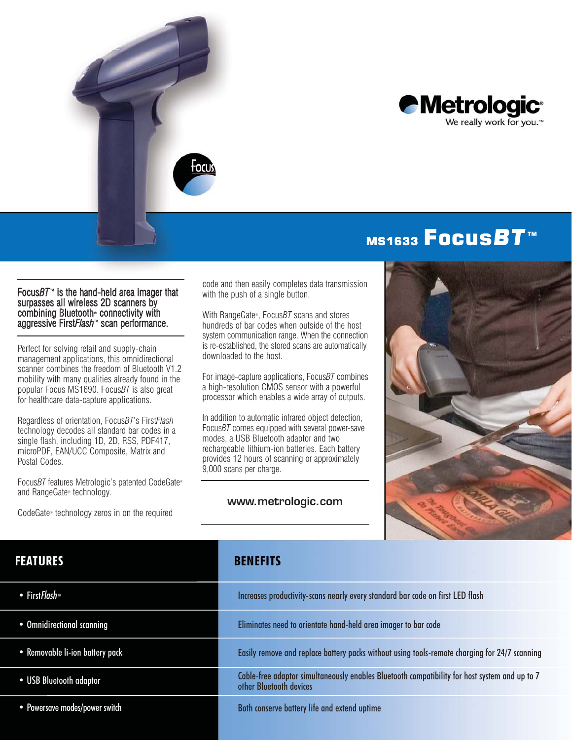**Metrologic**
We really work for you.™

# MS1633 Focus*BT*™

**Focus*BT*™ is the hand-held area imager that surpasses all wireless 2D scanners by combining Bluetooth® connectivity with aggressive First*Flash*™ scan performance.**

Perfect for solving retail and supply-chain management applications, this omnidirectional scanner combines the freedom of Bluetooth V1.2 mobility with many qualities already found in the popular Focus MS1690. Focus*BT* is also great for healthcare data-capture applications.

Regardless of orientation, Focus*BT*'s First*Flash* technology decodes all standard bar codes in a single flash, including 1D, 2D, RSS, PDF417, microPDF, EAN/UCC Composite, Matrix and Postal Codes.

Focus*BT* features Metrologic's patented CodeGate® and RangeGate® technology.

CodeGate® technology zeros in on the required code and then easily completes data transmission with the push of a single button.

With RangeGate®, Focus*BT* scans and stores hundreds of bar codes when outside of the host system communication range. When the connection is re-established, the stored scans are automatically downloaded to the host.

For image-capture applications, Focus*BT* combines a high-resolution CMOS sensor with a powerful processor which enables a wide array of outputs.

In addition to automatic infrared object detection, Focus*BT* comes equipped with several power-save modes, a USB Bluetooth adaptor and two rechargeable lithium-ion batteries. Each battery provides 12 hours of scanning or approximately 9,000 scans per charge.

**www.metrologic.com**

| FEATURES | BENEFITS |
|---|---|
| • First*Flash*™ | Increases productivity-scans nearly every standard bar code on first LED flash |
| • Omnidirectional scanning | Eliminates need to orientate hand-held area imager to bar code |
| • Removable li-ion battery pack | Easily remove and replace battery packs without using tools-remote charging for 24/7 scanning |
| • USB Bluetooth adaptor | Cable-free adaptor simultaneously enables Bluetooth compatibility for host system and up to 7 other Bluetooth devices |
| • Powersave modes/power switch | Both conserve battery life and extend uptime |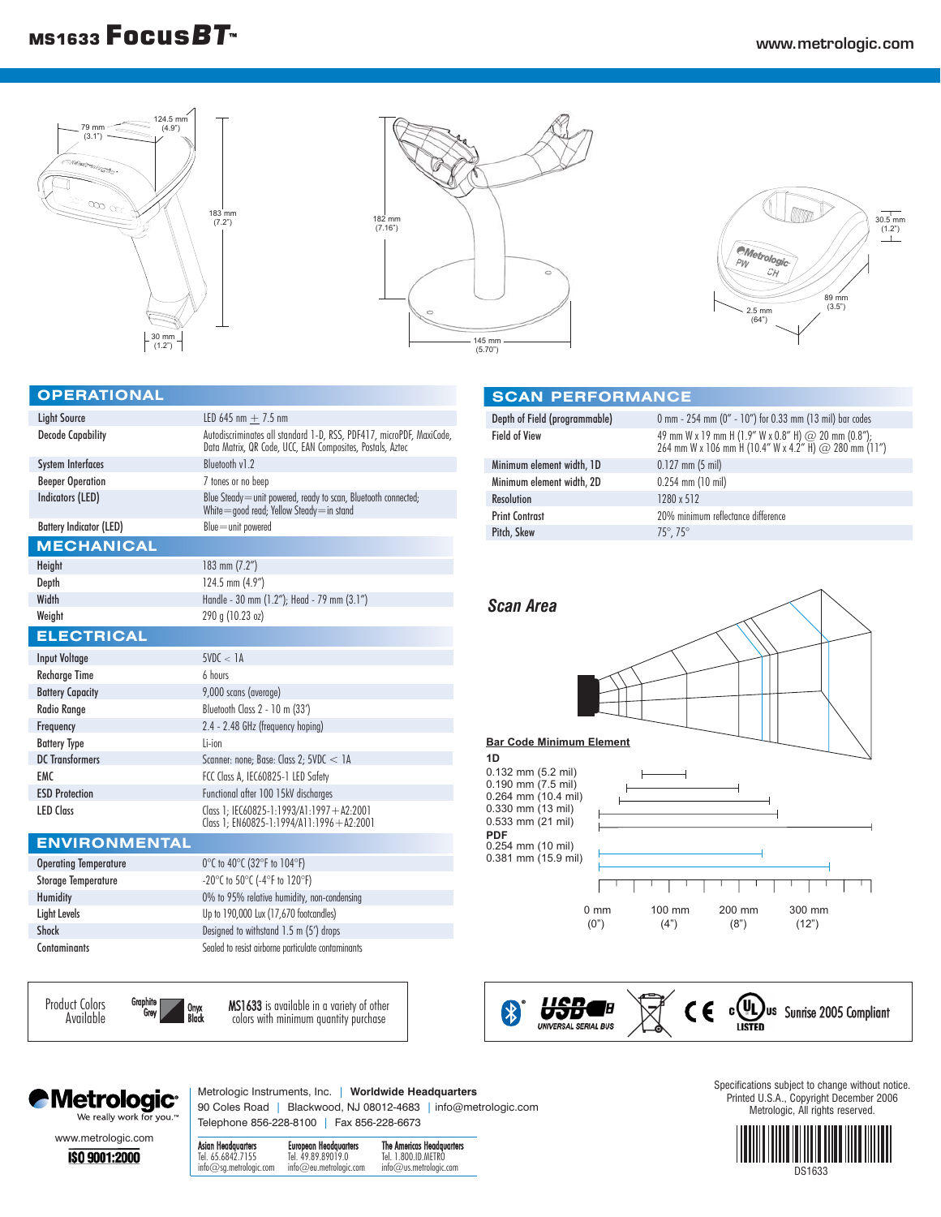# MS1633 FocusBT™

www.metrologic.com

79 mm (3.1")
124.5 mm (4.9")
183 mm (7.2")
30 mm (1.2")
182 mm (7.16")
145 mm (5.70")
30.5 mm (1.2")
89 mm (3.5")
2.5 mm (64")

## OPERATIONAL

| | |
|---|---|
| Light Source | LED 645 nm ± 7.5 nm |
| Decode Capability | Autodiscriminates all standard 1-D, RSS, PDF417, microPDF, MaxiCode, Data Matrix, QR Code, UCC, EAN Composites, Postals, Aztec |
| System Interfaces | Bluetooth v1.2 |
| Beeper Operation | 7 tones or no beep |
| Indicators (LED) | Blue Steady = unit powered, ready to scan, Bluetooth connected; White = good read; Yellow Steady = in stand |
| Battery Indicator (LED) | Blue = unit powered |

## MECHANICAL

| | |
|---|---|
| Height | 183 mm (7.2") |
| Depth | 124.5 mm (4.9") |
| Width | Handle - 30 mm (1.2"); Head - 79 mm (3.1") |
| Weight | 290 g (10.23 oz) |

## ELECTRICAL

| | |
|---|---|
| Input Voltage | 5VDC < 1A |
| Recharge Time | 6 hours |
| Battery Capacity | 9,000 scans (average) |
| Radio Range | Bluetooth Class 2 - 10 m (33') |
| Frequency | 2.4 - 2.48 GHz (frequency hoping) |
| Battery Type | Li-ion |
| DC Transformers | Scanner: none; Base: Class 2; 5VDC < 1A |
| EMC | FCC Class A, IEC60825-1 LED Safety |
| ESD Protection | Functional after 100 15kV discharges |
| LED Class | Class 1; IEC60825-1:1993/A1:1997+A2:2001<br>Class 1; EN60825-1:1994/A11:1996+A2:2001 |

## ENVIRONMENTAL

| | |
|---|---|
| Operating Temperature | 0°C to 40°C (32°F to 104°F) |
| Storage Temperature | -20°C to 50°C (-4°F to 120°F) |
| Humidity | 0% to 95% relative humidity, non-condensing |
| Light Levels | Up to 190,000 Lux (17,670 footcandles) |
| Shock | Designed to withstand 1.5 m (5') drops |
| Contaminants | Sealed to resist airborne particulate contaminants |

## SCAN PERFORMANCE

| | |
|---|---|
| Depth of Field (programmable) | 0 mm - 254 mm (0" - 10") for 0.33 mm (13 mil) bar codes |
| Field of View | 49 mm W x 19 mm H (1.9" W x 0.8" H) @ 20 mm (0.8");<br>264 mm W x 106 mm H (10.4" W x 4.2" H) @ 280 mm (11") |
| Minimum element width, 1D | 0.127 mm (5 mil) |
| Minimum element width, 2D | 0.254 mm (10 mil) |
| Resolution | 1280 x 512 |
| Print Contrast | 20% minimum reflectance difference |
| Pitch, Skew | 75°, 75° |

### *Scan Area*

**Bar Code Minimum Element**

1D
0.132 mm (5.2 mil)
0.190 mm (7.5 mil)
0.264 mm (10.4 mil)
0.330 mm (13 mil)
0.533 mm (21 mil)
PDF
0.254 mm (10 mil)
0.381 mm (15.9 mil)

0 mm (0")
100 mm (4")
200 mm (8")
300 mm (12")

Product Colors Available: Graphite Grey, Onyx Black

**MS1633** is available in a variety of other colors with minimum quantity purchase

USB Universal Serial Bus · CE · c UL us Listed · Sunrise 2005 Compliant

**Metrologic** We really work for you.™
www.metrologic.com
ISO 9001:2000

Metrologic Instruments, Inc. | **Worldwide Headquarters**
90 Coles Road | Blackwood, NJ 08012-4683 | info@metrologic.com
Telephone 856-228-8100 | Fax 856-228-6673

| Asian Headquarters | European Headquarters | The Americas Headquarters |
|---|---|---|
| Tel. 65.6842.7155 | Tel. 49.89.89019.0 | Tel. 1.800.ID.METRO |
| info@sg.metrologic.com | info@eu.metrologic.com | info@us.metrologic.com |

Specifications subject to change without notice.
Printed U.S.A., Copyright December 2006
Metrologic, All rights reserved.

DS1633